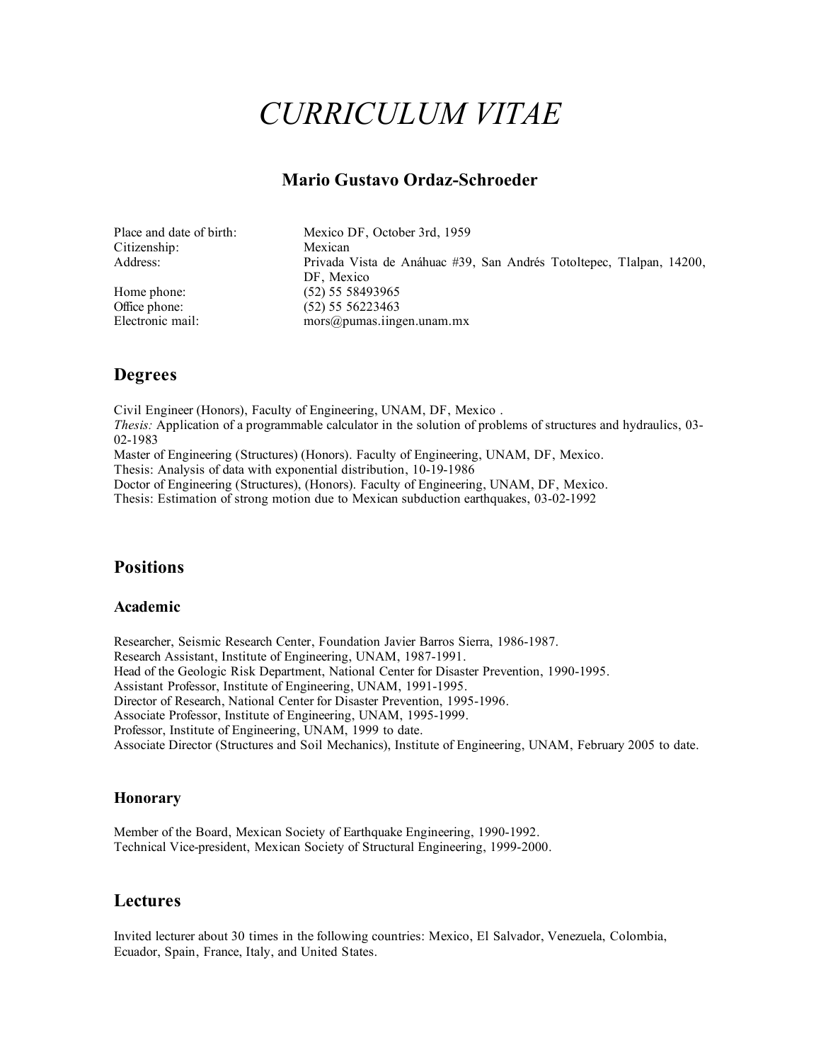# *CURRICULUM VITAE*

## Mario Gustavo Ordaz-Schroeder

| | |
|---|---|
| Place and date of birth: | Mexico DF, October 3rd, 1959 |
| Citizenship: | Mexican |
| Address: | Privada Vista de Anáhuac #39, San Andrés Totoltepec, Tlalpan, 14200, DF, Mexico |
| Home phone: | (52) 55 58493965 |
| Office phone: | (52) 55 56223463 |
| Electronic mail: | mors@pumas.iingen.unam.mx |

## Degrees

Civil Engineer (Honors), Faculty of Engineering, UNAM, DF, Mexico .
*Thesis:* Application of a programmable calculator in the solution of problems of structures and hydraulics, 03-02-1983
Master of Engineering (Structures) (Honors). Faculty of Engineering, UNAM, DF, Mexico.
Thesis: Analysis of data with exponential distribution, 10-19-1986
Doctor of Engineering (Structures), (Honors). Faculty of Engineering, UNAM, DF, Mexico.
Thesis: Estimation of strong motion due to Mexican subduction earthquakes, 03-02-1992

## Positions

### Academic

Researcher, Seismic Research Center, Foundation Javier Barros Sierra, 1986-1987.
Research Assistant, Institute of Engineering, UNAM, 1987-1991.
Head of the Geologic Risk Department, National Center for Disaster Prevention, 1990-1995.
Assistant Professor, Institute of Engineering, UNAM, 1991-1995.
Director of Research, National Center for Disaster Prevention, 1995-1996.
Associate Professor, Institute of Engineering, UNAM, 1995-1999.
Professor, Institute of Engineering, UNAM, 1999 to date.
Associate Director (Structures and Soil Mechanics), Institute of Engineering, UNAM, February 2005 to date.

### Honorary

Member of the Board, Mexican Society of Earthquake Engineering, 1990-1992.
Technical Vice-president, Mexican Society of Structural Engineering, 1999-2000.

## Lectures

Invited lecturer about 30 times in the following countries: Mexico, El Salvador, Venezuela, Colombia, Ecuador, Spain, France, Italy, and United States.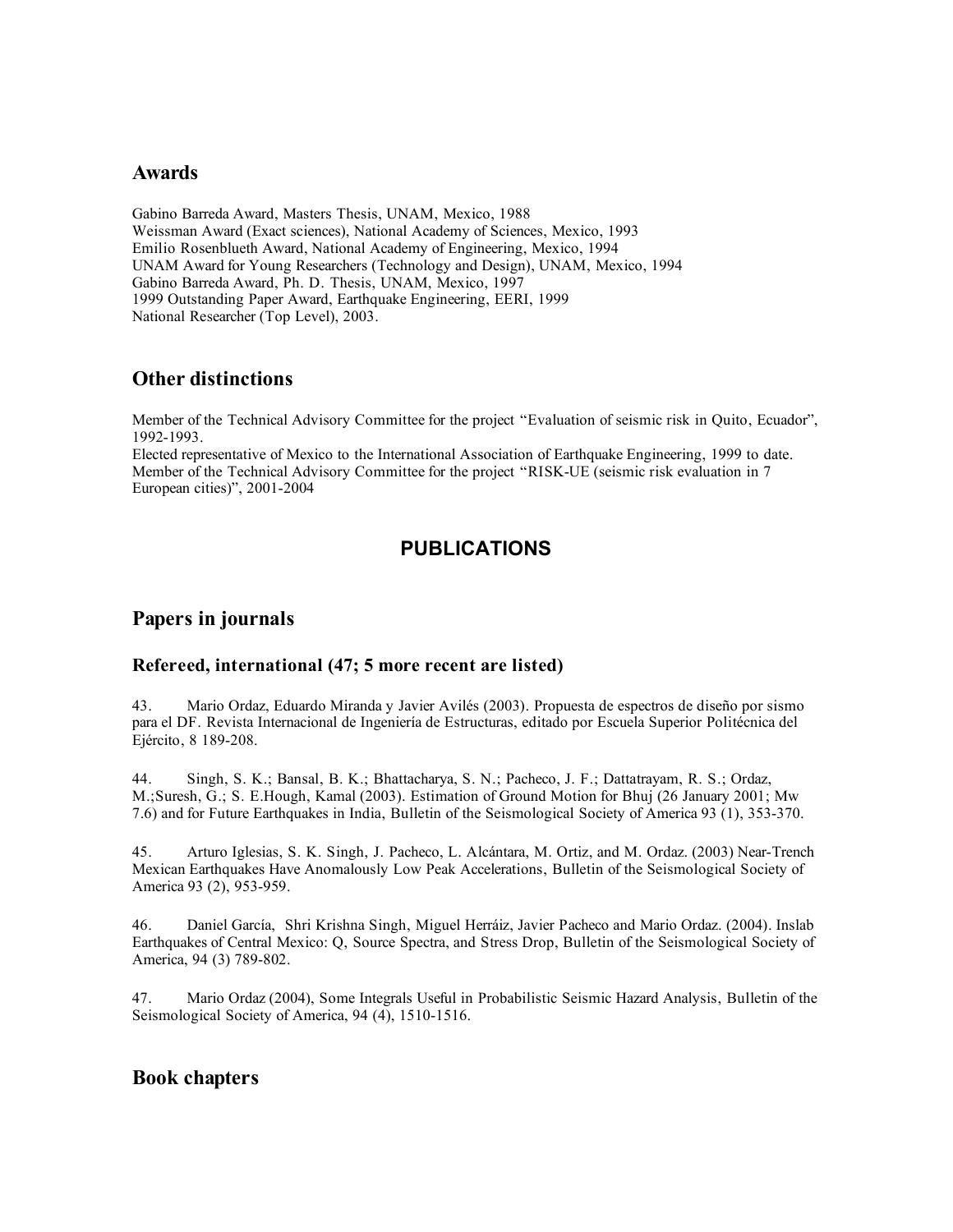## Awards

Gabino Barreda Award, Masters Thesis, UNAM, Mexico, 1988
Weissman Award (Exact sciences), National Academy of Sciences, Mexico, 1993
Emilio Rosenblueth Award, National Academy of Engineering, Mexico, 1994
UNAM Award for Young Researchers (Technology and Design), UNAM, Mexico, 1994
Gabino Barreda Award, Ph. D. Thesis, UNAM, Mexico, 1997
1999 Outstanding Paper Award, Earthquake Engineering, EERI, 1999
National Researcher (Top Level), 2003.

## Other distinctions

Member of the Technical Advisory Committee for the project "Evaluation of seismic risk in Quito, Ecuador", 1992-1993.
Elected representative of Mexico to the International Association of Earthquake Engineering, 1999 to date.
Member of the Technical Advisory Committee for the project "RISK-UE (seismic risk evaluation in 7 European cities)", 2001-2004

# PUBLICATIONS

## Papers in journals

### Refereed, international (47; 5 more recent are listed)

43. Mario Ordaz, Eduardo Miranda y Javier Avilés (2003). Propuesta de espectros de diseño por sismo para el DF. Revista Internacional de Ingeniería de Estructuras, editado por Escuela Superior Politécnica del Ejército, 8 189-208.

44. Singh, S. K.; Bansal, B. K.; Bhattacharya, S. N.; Pacheco, J. F.; Dattatrayam, R. S.; Ordaz, M.;Suresh, G.; S. E.Hough, Kamal (2003). Estimation of Ground Motion for Bhuj (26 January 2001; Mw 7.6) and for Future Earthquakes in India, Bulletin of the Seismological Society of America 93 (1), 353-370.

45. Arturo Iglesias, S. K. Singh, J. Pacheco, L. Alcántara, M. Ortiz, and M. Ordaz. (2003) Near-Trench Mexican Earthquakes Have Anomalously Low Peak Accelerations, Bulletin of the Seismological Society of America 93 (2), 953-959.

46. Daniel García, Shri Krishna Singh, Miguel Herráiz, Javier Pacheco and Mario Ordaz. (2004). Inslab Earthquakes of Central Mexico: Q, Source Spectra, and Stress Drop, Bulletin of the Seismological Society of America, 94 (3) 789-802.

47. Mario Ordaz (2004), Some Integrals Useful in Probabilistic Seismic Hazard Analysis, Bulletin of the Seismological Society of America, 94 (4), 1510-1516.

## Book chapters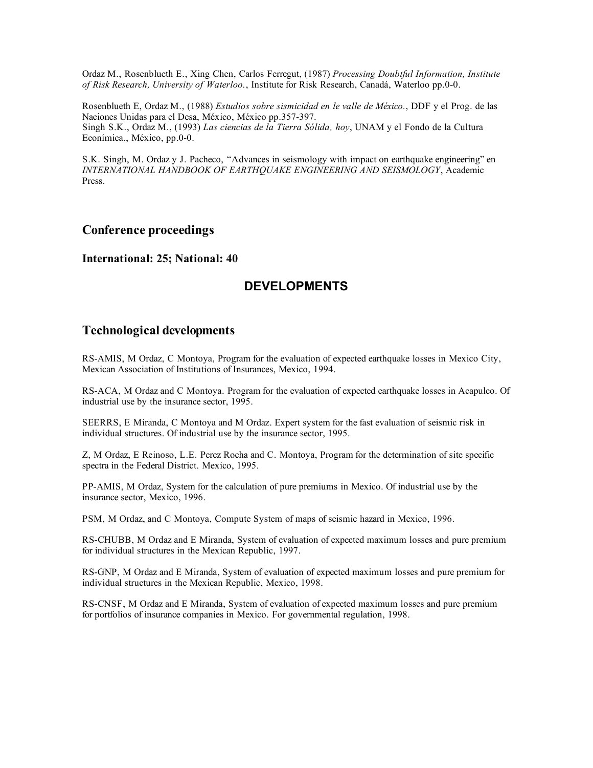Ordaz M., Rosenblueth E., Xing Chen, Carlos Ferregut, (1987) *Processing Doubtful Information, Institute of Risk Research, University of Waterloo.*, Institute for Risk Research, Canadá, Waterloo pp.0-0.

Rosenblueth E, Ordaz M., (1988) *Estudios sobre sismicidad en le valle de México.*, DDF y el Prog. de las Naciones Unidas para el Desa, México, México pp.357-397.
Singh S.K., Ordaz M., (1993) *Las ciencias de la Tierra Sólida, hoy*, UNAM y el Fondo de la Cultura Econímica., México, pp.0-0.

S.K. Singh, M. Ordaz y J. Pacheco, "Advances in seismology with impact on earthquake engineering" en *INTERNATIONAL HANDBOOK OF EARTHQUAKE ENGINEERING AND SEISMOLOGY*, Academic Press.

## Conference proceedings

**International: 25; National: 40**

# DEVELOPMENTS

## Technological developments

RS-AMIS, M Ordaz, C Montoya, Program for the evaluation of expected earthquake losses in Mexico City, Mexican Association of Institutions of Insurances, Mexico, 1994.

RS-ACA, M Ordaz and C Montoya. Program for the evaluation of expected earthquake losses in Acapulco. Of industrial use by the insurance sector, 1995.

SEERRS, E Miranda, C Montoya and M Ordaz. Expert system for the fast evaluation of seismic risk in individual structures. Of industrial use by the insurance sector, 1995.

Z, M Ordaz, E Reinoso, L.E. Perez Rocha and C. Montoya, Program for the determination of site specific spectra in the Federal District. Mexico, 1995.

PP-AMIS, M Ordaz, System for the calculation of pure premiums in Mexico. Of industrial use by the insurance sector, Mexico, 1996.

PSM, M Ordaz, and C Montoya, Compute System of maps of seismic hazard in Mexico, 1996.

RS-CHUBB, M Ordaz and E Miranda, System of evaluation of expected maximum losses and pure premium for individual structures in the Mexican Republic, 1997.

RS-GNP, M Ordaz and E Miranda, System of evaluation of expected maximum losses and pure premium for individual structures in the Mexican Republic, Mexico, 1998.

RS-CNSF, M Ordaz and E Miranda, System of evaluation of expected maximum losses and pure premium for portfolios of insurance companies in Mexico. For governmental regulation, 1998.